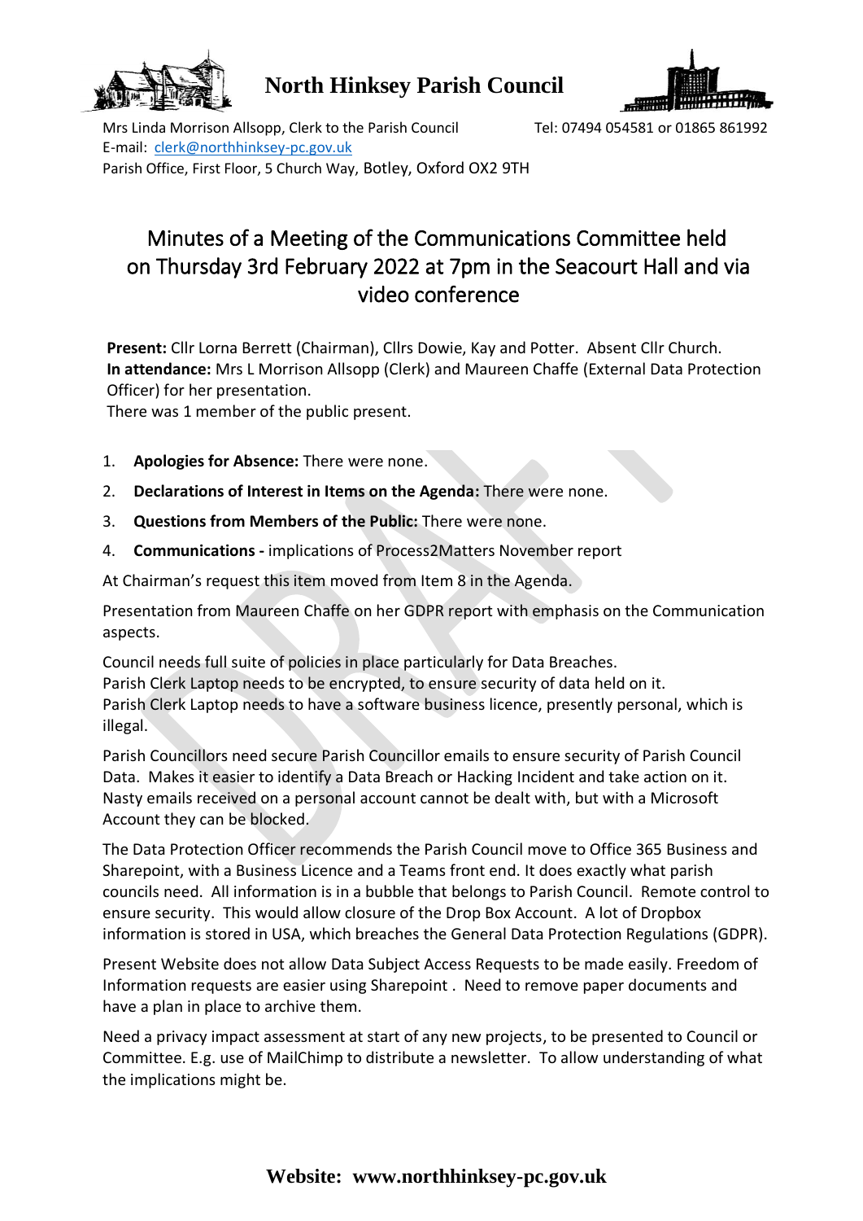# North Hinksey Parish Council

Mrs Linda Morrison Allsopp, Clerk to the Parish Council    Tel: 07494 054581 or 01865 861992
E-mail: clerk@northhinksey-pc.gov.uk
Parish Office, First Floor, 5 Church Way, Botley, Oxford OX2 9TH

## Minutes of a Meeting of the Communications Committee held on Thursday 3rd February 2022 at 7pm in the Seacourt Hall and via video conference

**Present:** Cllr Lorna Berrett (Chairman), Cllrs Dowie, Kay and Potter. Absent Cllr Church.
**In attendance:** Mrs L Morrison Allsopp (Clerk) and Maureen Chaffe (External Data Protection Officer) for her presentation.
There was 1 member of the public present.

1. **Apologies for Absence:** There were none.
2. **Declarations of Interest in Items on the Agenda:** There were none.
3. **Questions from Members of the Public:** There were none.
4. **Communications -** implications of Process2Matters November report

At Chairman's request this item moved from Item 8 in the Agenda.

Presentation from Maureen Chaffe on her GDPR report with emphasis on the Communication aspects.

Council needs full suite of policies in place particularly for Data Breaches.
Parish Clerk Laptop needs to be encrypted, to ensure security of data held on it.
Parish Clerk Laptop needs to have a software business licence, presently personal, which is illegal.

Parish Councillors need secure Parish Councillor emails to ensure security of Parish Council Data. Makes it easier to identify a Data Breach or Hacking Incident and take action on it. Nasty emails received on a personal account cannot be dealt with, but with a Microsoft Account they can be blocked.

The Data Protection Officer recommends the Parish Council move to Office 365 Business and Sharepoint, with a Business Licence and a Teams front end. It does exactly what parish councils need. All information is in a bubble that belongs to Parish Council. Remote control to ensure security. This would allow closure of the Drop Box Account. A lot of Dropbox information is stored in USA, which breaches the General Data Protection Regulations (GDPR).

Present Website does not allow Data Subject Access Requests to be made easily. Freedom of Information requests are easier using Sharepoint . Need to remove paper documents and have a plan in place to archive them.

Need a privacy impact assessment at start of any new projects, to be presented to Council or Committee. E.g. use of MailChimp to distribute a newsletter. To allow understanding of what the implications might be.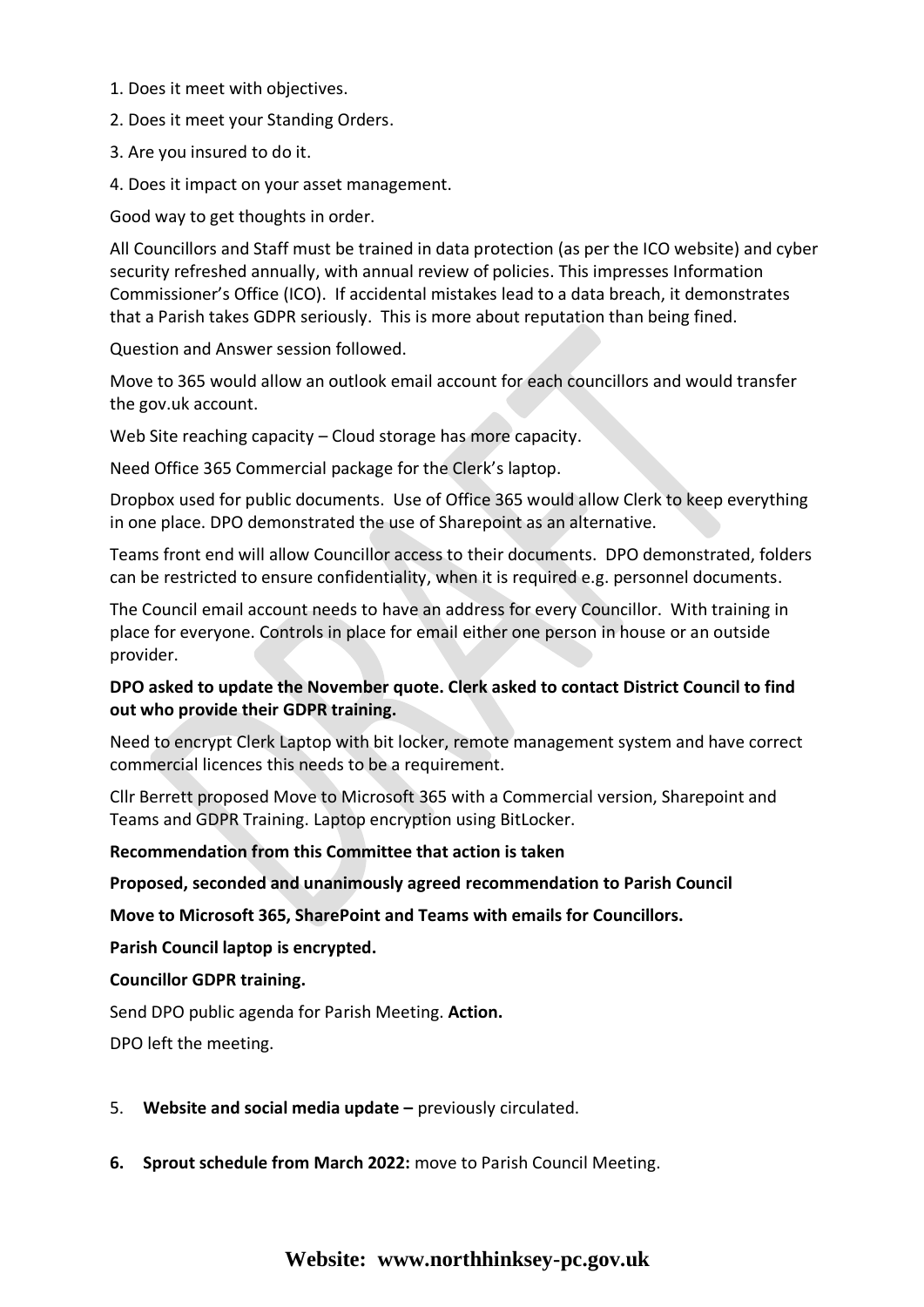1. Does it meet with objectives.
2. Does it meet your Standing Orders.
3. Are you insured to do it.
4. Does it impact on your asset management.

Good way to get thoughts in order.

All Councillors and Staff must be trained in data protection (as per the ICO website) and cyber security refreshed annually, with annual review of policies. This impresses Information Commissioner's Office (ICO). If accidental mistakes lead to a data breach, it demonstrates that a Parish takes GDPR seriously. This is more about reputation than being fined.

Question and Answer session followed.

Move to 365 would allow an outlook email account for each councillors and would transfer the gov.uk account.

Web Site reaching capacity – Cloud storage has more capacity.

Need Office 365 Commercial package for the Clerk's laptop.

Dropbox used for public documents. Use of Office 365 would allow Clerk to keep everything in one place. DPO demonstrated the use of Sharepoint as an alternative.

Teams front end will allow Councillor access to their documents. DPO demonstrated, folders can be restricted to ensure confidentiality, when it is required e.g. personnel documents.

The Council email account needs to have an address for every Councillor. With training in place for everyone. Controls in place for email either one person in house or an outside provider.

**DPO asked to update the November quote. Clerk asked to contact District Council to find out who provide their GDPR training.**

Need to encrypt Clerk Laptop with bit locker, remote management system and have correct commercial licences this needs to be a requirement.

Cllr Berrett proposed Move to Microsoft 365 with a Commercial version, Sharepoint and Teams and GDPR Training. Laptop encryption using BitLocker.

**Recommendation from this Committee that action is taken**

**Proposed, seconded and unanimously agreed recommendation to Parish Council**

**Move to Microsoft 365, SharePoint and Teams with emails for Councillors.**

**Parish Council laptop is encrypted.**

**Councillor GDPR training.**

Send DPO public agenda for Parish Meeting. **Action.**

DPO left the meeting.

5. **Website and social media update –** previously circulated.

6. **Sprout schedule from March 2022:** move to Parish Council Meeting.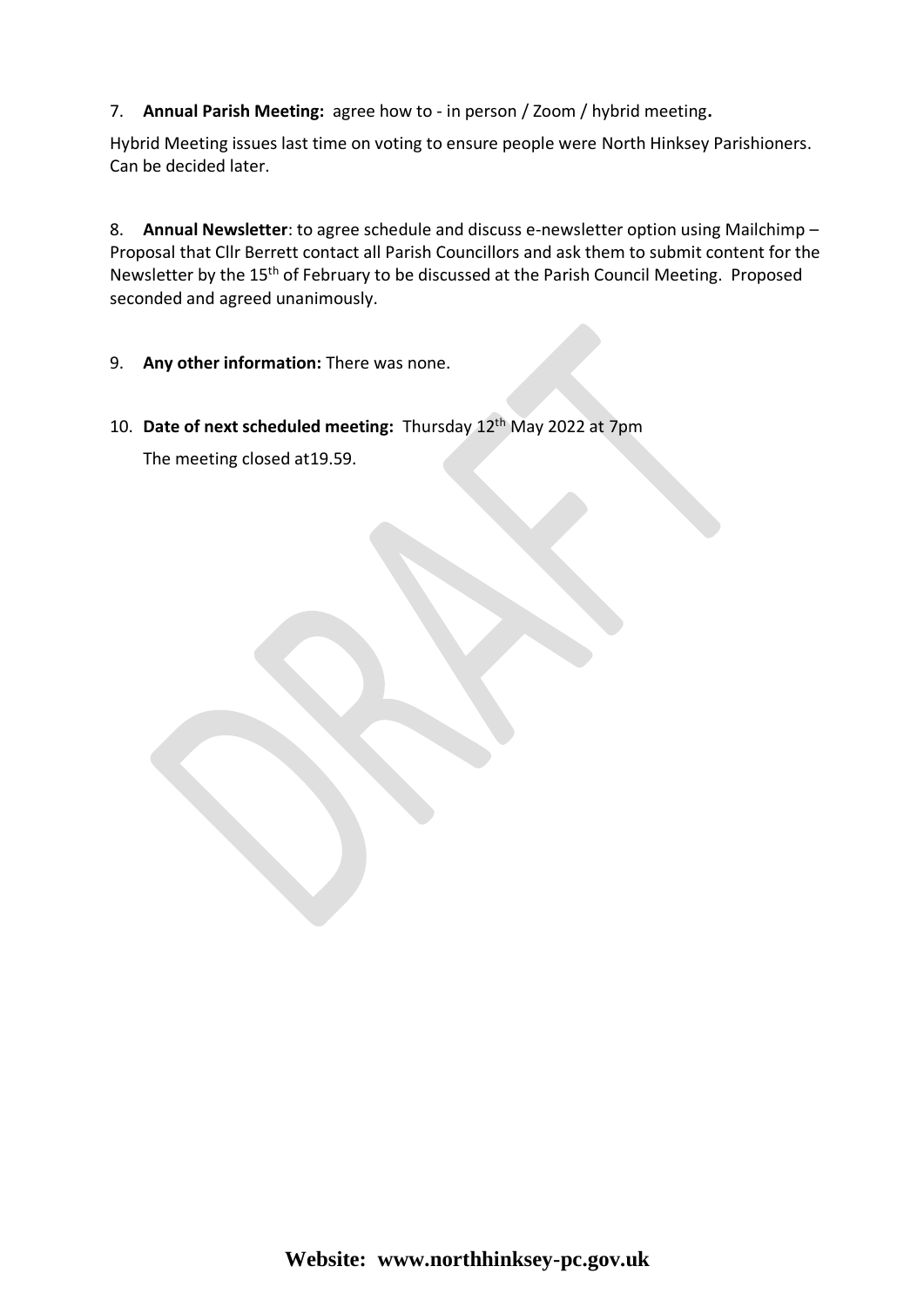7. **Annual Parish Meeting:** agree how to - in person / Zoom / hybrid meeting**.**

Hybrid Meeting issues last time on voting to ensure people were North Hinksey Parishioners. Can be decided later.

8. **Annual Newsletter**: to agree schedule and discuss e-newsletter option using Mailchimp – Proposal that Cllr Berrett contact all Parish Councillors and ask them to submit content for the Newsletter by the 15th of February to be discussed at the Parish Council Meeting. Proposed seconded and agreed unanimously.

9. **Any other information:** There was none.

10. **Date of next scheduled meeting:** Thursday 12th May 2022 at 7pm

    The meeting closed at19.59.

DRAFT

**Website: www.northhinksey-pc.gov.uk**